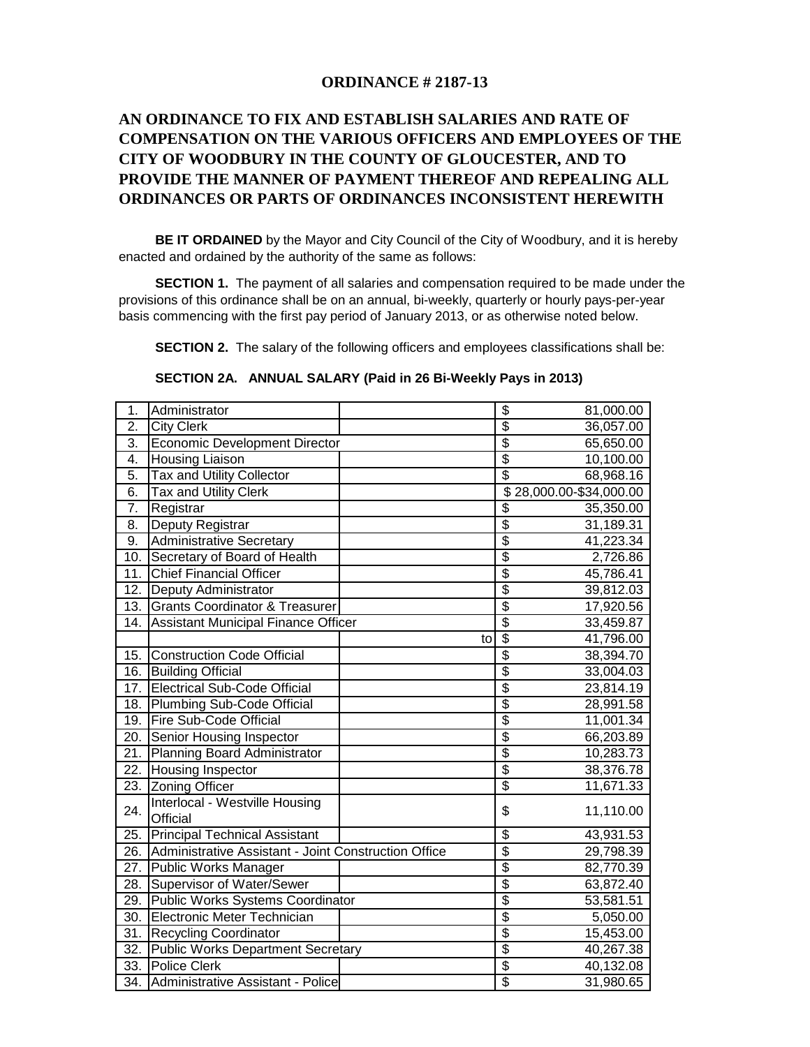**ORDINANCE # 2187-13**

## AN ORDINANCE TO FIX AND ESTABLISH SALARIES AND RATE OF COMPENSATION ON THE VARIOUS OFFICERS AND EMPLOYEES OF THE CITY OF WOODBURY IN THE COUNTY OF GLOUCESTER, AND TO PROVIDE THE MANNER OF PAYMENT THEREOF AND REPEALING ALL ORDINANCES OR PARTS OF ORDINANCES INCONSISTENT HEREWITH

**BE IT ORDAINED** by the Mayor and City Council of the City of Woodbury, and it is hereby enacted and ordained by the authority of the same as follows:

**SECTION 1.** The payment of all salaries and compensation required to be made under the provisions of this ordinance shall be on an annual, bi-weekly, quarterly or hourly pays-per-year basis commencing with the first pay period of January 2013, or as otherwise noted below.

**SECTION 2.** The salary of the following officers and employees classifications shall be:

**SECTION 2A. ANNUAL SALARY (Paid in 26 Bi-Weekly Pays in 2013)**

| No. | Position | | Salary |
|---|---|---|---|
| 1. | Administrator | | $ 81,000.00 |
| 2. | City Clerk | | $ 36,057.00 |
| 3. | Economic Development Director | | $ 65,650.00 |
| 4. | Housing Liaison | | $ 10,100.00 |
| 5. | Tax and Utility Collector | | $ 68,968.16 |
| 6. | Tax and Utility Clerk | | $ 28,000.00-$34,000.00 |
| 7. | Registrar | | $ 35,350.00 |
| 8. | Deputy Registrar | | $ 31,189.31 |
| 9. | Administrative Secretary | | $ 41,223.34 |
| 10. | Secretary of Board of Health | | $ 2,726.86 |
| 11. | Chief Financial Officer | | $ 45,786.41 |
| 12. | Deputy Administrator | | $ 39,812.03 |
| 13. | Grants Coordinator & Treasurer | | $ 17,920.56 |
| 14. | Assistant Municipal Finance Officer | | $ 33,459.87 |
| | | to | $ 41,796.00 |
| 15. | Construction Code Official | | $ 38,394.70 |
| 16. | Building Official | | $ 33,004.03 |
| 17. | Electrical Sub-Code Official | | $ 23,814.19 |
| 18. | Plumbing Sub-Code Official | | $ 28,991.58 |
| 19. | Fire Sub-Code Official | | $ 11,001.34 |
| 20. | Senior Housing Inspector | | $ 66,203.89 |
| 21. | Planning Board Administrator | | $ 10,283.73 |
| 22. | Housing Inspector | | $ 38,376.78 |
| 23. | Zoning Officer | | $ 11,671.33 |
| 24. | Interlocal - Westville Housing Official | | $ 11,110.00 |
| 25. | Principal Technical Assistant | | $ 43,931.53 |
| 26. | Administrative Assistant - Joint Construction Office | | $ 29,798.39 |
| 27. | Public Works Manager | | $ 82,770.39 |
| 28. | Supervisor of Water/Sewer | | $ 63,872.40 |
| 29. | Public Works Systems Coordinator | | $ 53,581.51 |
| 30. | Electronic Meter Technician | | $ 5,050.00 |
| 31. | Recycling Coordinator | | $ 15,453.00 |
| 32. | Public Works Department Secretary | | $ 40,267.38 |
| 33. | Police Clerk | | $ 40,132.08 |
| 34. | Administrative Assistant - Police | | $ 31,980.65 |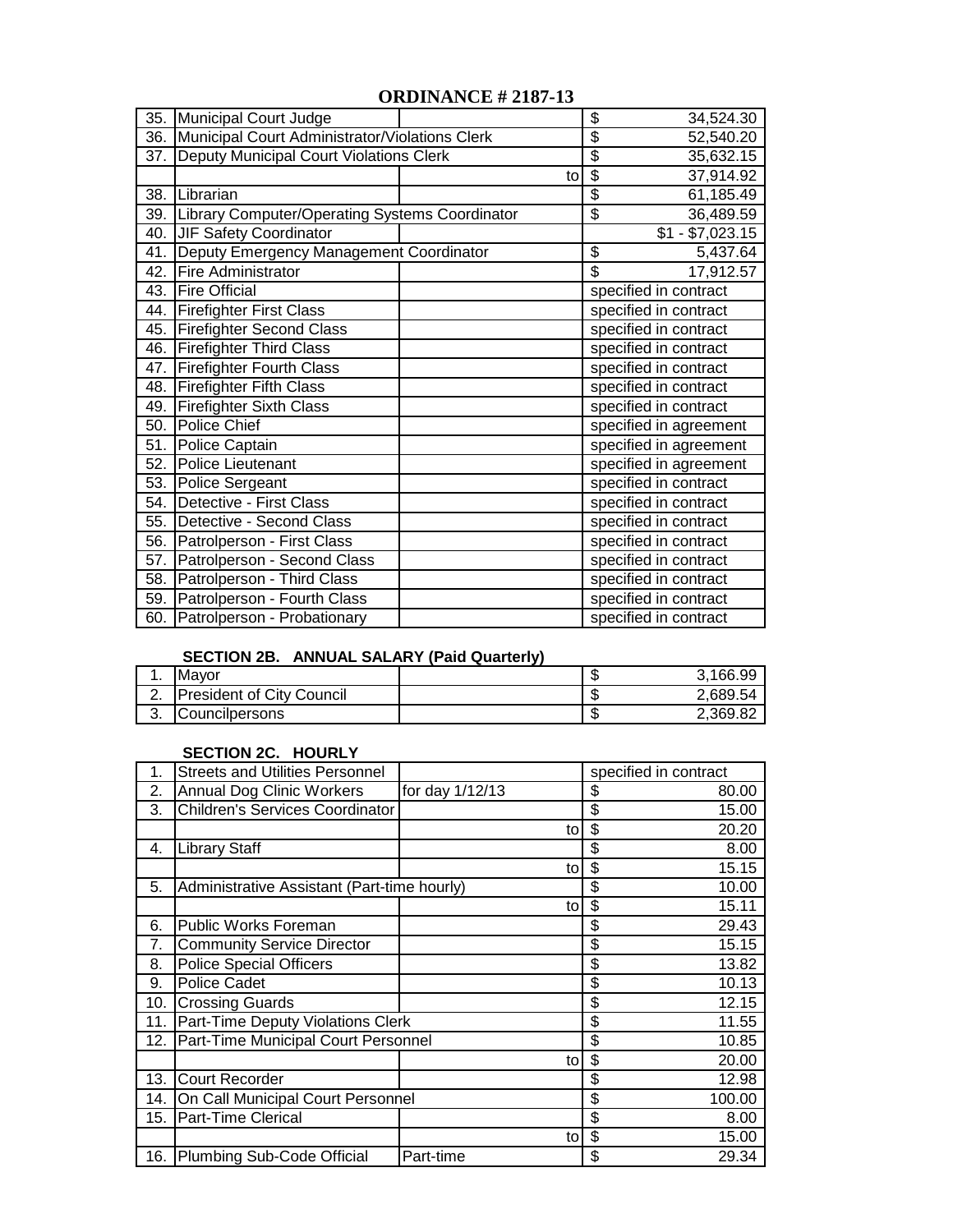# ORDINANCE # 2187-13

| | | | |
|---|---|---|---|
| 35. | Municipal Court Judge | | $ 34,524.30 |
| 36. | Municipal Court Administrator/Violations Clerk | | $ 52,540.20 |
| 37. | Deputy Municipal Court Violations Clerk | | $ 35,632.15 |
| | | to | $ 37,914.92 |
| 38. | Librarian | | $ 61,185.49 |
| 39. | Library Computer/Operating Systems Coordinator | | $ 36,489.59 |
| 40. | JIF Safety Coordinator | | $1 - $7,023.15 |
| 41. | Deputy Emergency Management Coordinator | | $ 5,437.64 |
| 42. | Fire Administrator | | $ 17,912.57 |
| 43. | Fire Official | | specified in contract |
| 44. | Firefighter First Class | | specified in contract |
| 45. | Firefighter Second Class | | specified in contract |
| 46. | Firefighter Third Class | | specified in contract |
| 47. | Firefighter Fourth Class | | specified in contract |
| 48. | Firefighter Fifth Class | | specified in contract |
| 49. | Firefighter Sixth Class | | specified in contract |
| 50. | Police Chief | | specified in agreement |
| 51. | Police Captain | | specified in agreement |
| 52. | Police Lieutenant | | specified in agreement |
| 53. | Police Sergeant | | specified in contract |
| 54. | Detective - First Class | | specified in contract |
| 55. | Detective - Second Class | | specified in contract |
| 56. | Patrolperson - First Class | | specified in contract |
| 57. | Patrolperson - Second Class | | specified in contract |
| 58. | Patrolperson - Third Class | | specified in contract |
| 59. | Patrolperson - Fourth Class | | specified in contract |
| 60. | Patrolperson - Probationary | | specified in contract |

**SECTION 2B. ANNUAL SALARY (Paid Quarterly)**

| | | | |
|---|---|---|---|
| 1. | Mayor | | $ 3,166.99 |
| 2. | President of City Council | | $ 2,689.54 |
| 3. | Councilpersons | | $ 2,369.82 |

**SECTION 2C. HOURLY**

| | | | |
|---|---|---|---|
| 1. | Streets and Utilities Personnel | | specified in contract |
| 2. | Annual Dog Clinic Workers | for day 1/12/13 | $ 80.00 |
| 3. | Children's Services Coordinator | | $ 15.00 |
| | | to | $ 20.20 |
| 4. | Library Staff | | $ 8.00 |
| | | to | $ 15.15 |
| 5. | Administrative Assistant (Part-time hourly) | | $ 10.00 |
| | | to | $ 15.11 |
| 6. | Public Works Foreman | | $ 29.43 |
| 7. | Community Service Director | | $ 15.15 |
| 8. | Police Special Officers | | $ 13.82 |
| 9. | Police Cadet | | $ 10.13 |
| 10. | Crossing Guards | | $ 12.15 |
| 11. | Part-Time Deputy Violations Clerk | | $ 11.55 |
| 12. | Part-Time Municipal Court Personnel | | $ 10.85 |
| | | to | $ 20.00 |
| 13. | Court Recorder | | $ 12.98 |
| 14. | On Call Municipal Court Personnel | | $ 100.00 |
| 15. | Part-Time Clerical | | $ 8.00 |
| | | to | $ 15.00 |
| 16. | Plumbing Sub-Code Official | Part-time | $ 29.34 |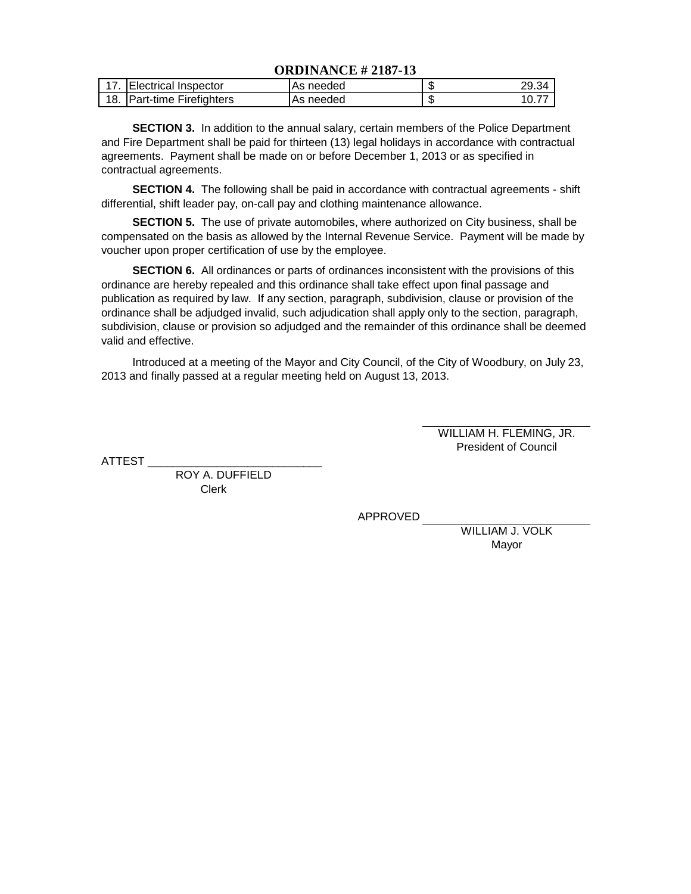**ORDINANCE # 2187-13**

| | | | |
|---|---|---|---|
| 17. | Electrical Inspector | As needed | $ 29.34 |
| 18. | Part-time Firefighters | As needed | $ 10.77 |

**SECTION 3.** In addition to the annual salary, certain members of the Police Department and Fire Department shall be paid for thirteen (13) legal holidays in accordance with contractual agreements. Payment shall be made on or before December 1, 2013 or as specified in contractual agreements.

**SECTION 4.** The following shall be paid in accordance with contractual agreements - shift differential, shift leader pay, on-call pay and clothing maintenance allowance.

**SECTION 5.** The use of private automobiles, where authorized on City business, shall be compensated on the basis as allowed by the Internal Revenue Service. Payment will be made by voucher upon proper certification of use by the employee.

**SECTION 6.** All ordinances or parts of ordinances inconsistent with the provisions of this ordinance are hereby repealed and this ordinance shall take effect upon final passage and publication as required by law. If any section, paragraph, subdivision, clause or provision of the ordinance shall be adjudged invalid, such adjudication shall apply only to the section, paragraph, subdivision, clause or provision so adjudged and the remainder of this ordinance shall be deemed valid and effective.

Introduced at a meeting of the Mayor and City Council, of the City of Woodbury, on July 23, 2013 and finally passed at a regular meeting held on August 13, 2013.

\_\_\_\_\_\_\_\_\_\_\_\_\_\_\_\_\_\_\_\_\_\_\_\_\_\_\_
WILLIAM H. FLEMING, JR.
President of Council

ATTEST \_\_\_\_\_\_\_\_\_\_\_\_\_\_\_\_\_\_\_\_\_\_\_\_\_\_\_
ROY A. DUFFIELD
Clerk

APPROVED \_\_\_\_\_\_\_\_\_\_\_\_\_\_\_\_\_\_\_\_\_\_\_\_\_\_\_
WILLIAM J. VOLK
Mayor